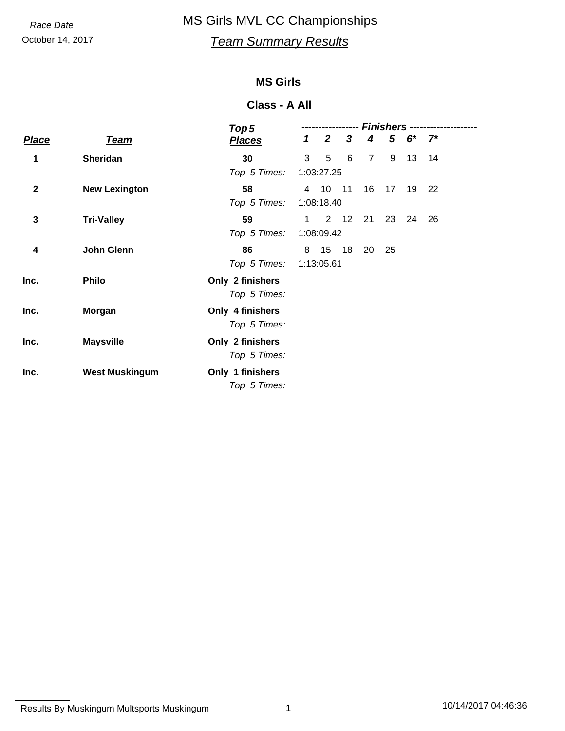*Race Date*

October 14, 2017

# MS Girls MVL CC Championships

## *Team Summary Results*

### MS Girls

### Class - A All

| Place | Team | Top 5 Places | 1 | 2 | 3 | 4 | 5 | 6* | 7* |
|---|---|---|---|---|---|---|---|---|---|
| **1** | **Sheridan** | **30** | 3 | 5 | 6 | 7 | 9 | 13 | 14 |
| | | *Top 5 Times:* | 1:03:27.25 | | | | | | |
| **2** | **New Lexington** | **58** | 4 | 10 | 11 | 16 | 17 | 19 | 22 |
| | | *Top 5 Times:* | 1:08:18.40 | | | | | | |
| **3** | **Tri-Valley** | **59** | 1 | 2 | 12 | 21 | 23 | 24 | 26 |
| | | *Top 5 Times:* | 1:08:09.42 | | | | | | |
| **4** | **John Glenn** | **86** | 8 | 15 | 18 | 20 | 25 | | |
| | | *Top 5 Times:* | 1:13:05.61 | | | | | | |
| **Inc.** | **Philo** | **Only 2 finishers** | | | | | | | |
| | | *Top 5 Times:* | | | | | | | |
| **Inc.** | **Morgan** | **Only 4 finishers** | | | | | | | |
| | | *Top 5 Times:* | | | | | | | |
| **Inc.** | **Maysville** | **Only 2 finishers** | | | | | | | |
| | | *Top 5 Times:* | | | | | | | |
| **Inc.** | **West Muskingum** | **Only 1 finishers** | | | | | | | |
| | | *Top 5 Times:* | | | | | | | |

Results By Muskingum Multsports Muskingum

10/14/2017 04:46:36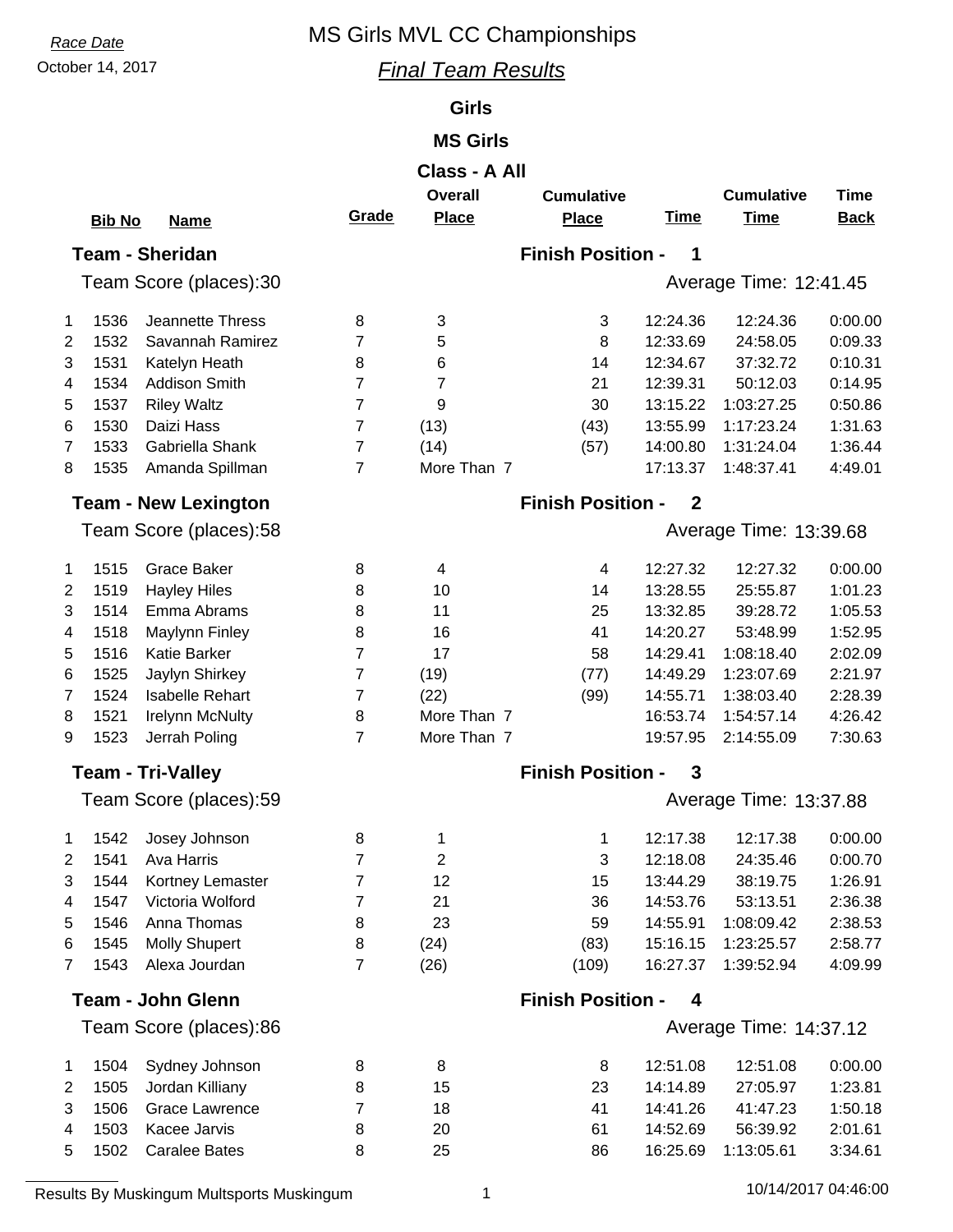*Race Date*
October 14, 2017

# MS Girls MVL CC Championships

## *Final Team Results*

### Girls

### MS Girls

### Class - A All

#### Team - Sheridan — Finish Position - 1

Team Score (places):30 — Average Time: 12:41.45

| | Bib No | Name | Grade | Overall Place | Cumulative Place | Time | Cumulative Time | Time Back |
|---|---|---|---|---|---|---|---|---|
| 1 | 1536 | Jeannette Thress | 8 | 3 | 3 | 12:24.36 | 12:24.36 | 0:00.00 |
| 2 | 1532 | Savannah Ramirez | 7 | 5 | 8 | 12:33.69 | 24:58.05 | 0:09.33 |
| 3 | 1531 | Katelyn Heath | 8 | 6 | 14 | 12:34.67 | 37:32.72 | 0:10.31 |
| 4 | 1534 | Addison Smith | 7 | 7 | 21 | 12:39.31 | 50:12.03 | 0:14.95 |
| 5 | 1537 | Riley Waltz | 7 | 9 | 30 | 13:15.22 | 1:03:27.25 | 0:50.86 |
| 6 | 1530 | Daizi Hass | 7 | (13) | (43) | 13:55.99 | 1:17:23.24 | 1:31.63 |
| 7 | 1533 | Gabriella Shank | 7 | (14) | (57) | 14:00.80 | 1:31:24.04 | 1:36.44 |
| 8 | 1535 | Amanda Spillman | 7 | More Than 7 | | 17:13.37 | 1:48:37.41 | 4:49.01 |

#### Team - New Lexington — Finish Position - 2

Team Score (places):58 — Average Time: 13:39.68

| | Bib No | Name | Grade | Overall Place | Cumulative Place | Time | Cumulative Time | Time Back |
|---|---|---|---|---|---|---|---|---|
| 1 | 1515 | Grace Baker | 8 | 4 | 4 | 12:27.32 | 12:27.32 | 0:00.00 |
| 2 | 1519 | Hayley Hiles | 8 | 10 | 14 | 13:28.55 | 25:55.87 | 1:01.23 |
| 3 | 1514 | Emma Abrams | 8 | 11 | 25 | 13:32.85 | 39:28.72 | 1:05.53 |
| 4 | 1518 | Maylynn Finley | 8 | 16 | 41 | 14:20.27 | 53:48.99 | 1:52.95 |
| 5 | 1516 | Katie Barker | 7 | 17 | 58 | 14:29.41 | 1:08:18.40 | 2:02.09 |
| 6 | 1525 | Jaylyn Shirkey | 7 | (19) | (77) | 14:49.29 | 1:23:07.69 | 2:21.97 |
| 7 | 1524 | Isabelle Rehart | 7 | (22) | (99) | 14:55.71 | 1:38:03.40 | 2:28.39 |
| 8 | 1521 | Irelynn McNulty | 8 | More Than 7 | | 16:53.74 | 1:54:57.14 | 4:26.42 |
| 9 | 1523 | Jerrah Poling | 7 | More Than 7 | | 19:57.95 | 2:14:55.09 | 7:30.63 |

#### Team - Tri-Valley — Finish Position - 3

Team Score (places):59 — Average Time: 13:37.88

| | Bib No | Name | Grade | Overall Place | Cumulative Place | Time | Cumulative Time | Time Back |
|---|---|---|---|---|---|---|---|---|
| 1 | 1542 | Josey Johnson | 8 | 1 | 1 | 12:17.38 | 12:17.38 | 0:00.00 |
| 2 | 1541 | Ava Harris | 7 | 2 | 3 | 12:18.08 | 24:35.46 | 0:00.70 |
| 3 | 1544 | Kortney Lemaster | 7 | 12 | 15 | 13:44.29 | 38:19.75 | 1:26.91 |
| 4 | 1547 | Victoria Wolford | 7 | 21 | 36 | 14:53.76 | 53:13.51 | 2:36.38 |
| 5 | 1546 | Anna Thomas | 8 | 23 | 59 | 14:55.91 | 1:08:09.42 | 2:38.53 |
| 6 | 1545 | Molly Shupert | 8 | (24) | (83) | 15:16.15 | 1:23:25.57 | 2:58.77 |
| 7 | 1543 | Alexa Jourdan | 7 | (26) | (109) | 16:27.37 | 1:39:52.94 | 4:09.99 |

#### Team - John Glenn — Finish Position - 4

Team Score (places):86 — Average Time: 14:37.12

| | Bib No | Name | Grade | Overall Place | Cumulative Place | Time | Cumulative Time | Time Back |
|---|---|---|---|---|---|---|---|---|
| 1 | 1504 | Sydney Johnson | 8 | 8 | 8 | 12:51.08 | 12:51.08 | 0:00.00 |
| 2 | 1505 | Jordan Killiany | 8 | 15 | 23 | 14:14.89 | 27:05.97 | 1:23.81 |
| 3 | 1506 | Grace Lawrence | 7 | 18 | 41 | 14:41.26 | 41:47.23 | 1:50.18 |
| 4 | 1503 | Kacee Jarvis | 8 | 20 | 61 | 14:52.69 | 56:39.92 | 2:01.61 |
| 5 | 1502 | Caralee Bates | 8 | 25 | 86 | 16:25.69 | 1:13:05.61 | 3:34.61 |

Results By Muskingum Multsports Muskingum — 10/14/2017 04:46:00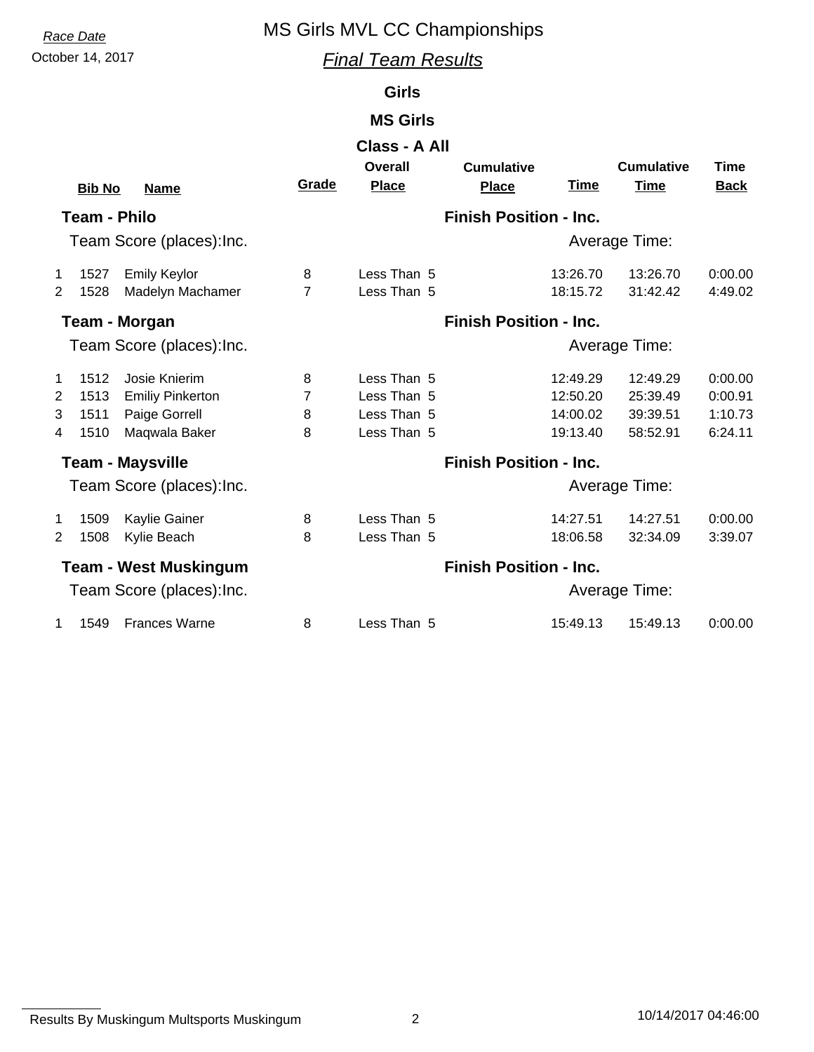*Race Date*

October 14, 2017

# MS Girls MVL CC Championships

## *Final Team Results*

### Girls

### MS Girls

### Class - A All

| | Bib No | Name | Grade | Overall Place | Cumulative Place | Time | Cumulative Time | Time Back |
|---|---|---|---|---|---|---|---|---|
| **Team - Philo** | | | | | **Finish Position - Inc.** | | | |
| Team Score (places):Inc. | | | | | | Average Time: | | |
| 1 | 1527 | Emily Keylor | 8 | Less Than 5 | | 13:26.70 | 13:26.70 | 0:00.00 |
| 2 | 1528 | Madelyn Machamer | 7 | Less Than 5 | | 18:15.72 | 31:42.42 | 4:49.02 |
| **Team - Morgan** | | | | | **Finish Position - Inc.** | | | |
| Team Score (places):Inc. | | | | | | Average Time: | | |
| 1 | 1512 | Josie Knierim | 8 | Less Than 5 | | 12:49.29 | 12:49.29 | 0:00.00 |
| 2 | 1513 | Emiliy Pinkerton | 7 | Less Than 5 | | 12:50.20 | 25:39.49 | 0:00.91 |
| 3 | 1511 | Paige Gorrell | 8 | Less Than 5 | | 14:00.02 | 39:39.51 | 1:10.73 |
| 4 | 1510 | Maqwala Baker | 8 | Less Than 5 | | 19:13.40 | 58:52.91 | 6:24.11 |
| **Team - Maysville** | | | | | **Finish Position - Inc.** | | | |
| Team Score (places):Inc. | | | | | | Average Time: | | |
| 1 | 1509 | Kaylie Gainer | 8 | Less Than 5 | | 14:27.51 | 14:27.51 | 0:00.00 |
| 2 | 1508 | Kylie Beach | 8 | Less Than 5 | | 18:06.58 | 32:34.09 | 3:39.07 |
| **Team - West Muskingum** | | | | | **Finish Position - Inc.** | | | |
| Team Score (places):Inc. | | | | | | Average Time: | | |
| 1 | 1549 | Frances Warne | 8 | Less Than 5 | | 15:49.13 | 15:49.13 | 0:00.00 |

Results By Muskingum Multsports Muskingum

10/14/2017 04:46:00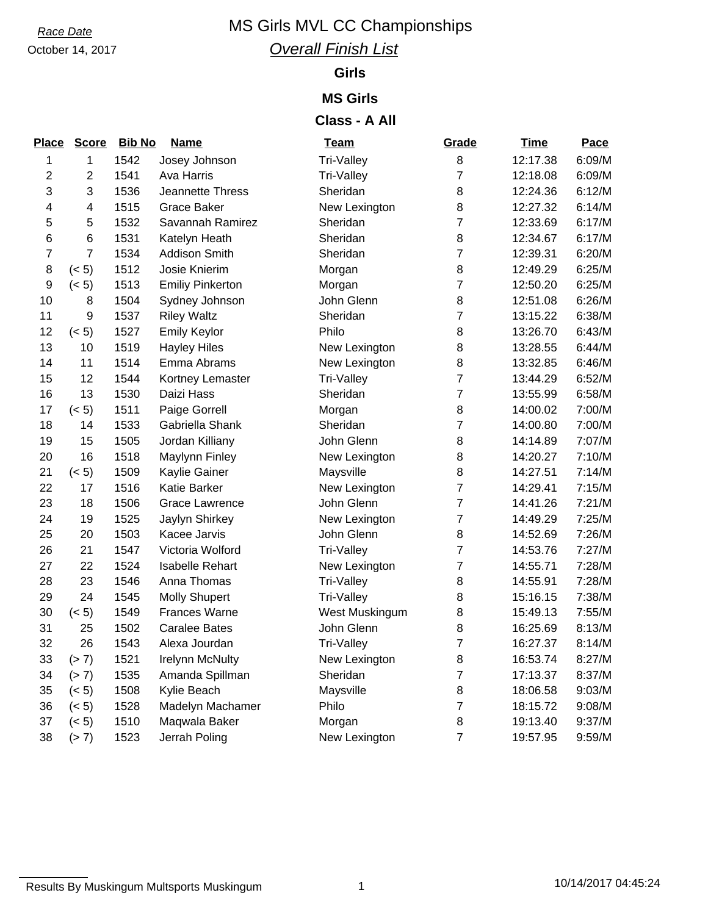Race Date

October 14, 2017

# MS Girls MVL CC Championships

## Overall Finish List

### Girls

### MS Girls

### Class - A All

| Place | Score | Bib No | Name | Team | Grade | Time | Pace |
|---|---|---|---|---|---|---|---|
| 1 | 1 | 1542 | Josey Johnson | Tri-Valley | 8 | 12:17.38 | 6:09/M |
| 2 | 2 | 1541 | Ava Harris | Tri-Valley | 7 | 12:18.08 | 6:09/M |
| 3 | 3 | 1536 | Jeannette Thress | Sheridan | 8 | 12:24.36 | 6:12/M |
| 4 | 4 | 1515 | Grace Baker | New Lexington | 8 | 12:27.32 | 6:14/M |
| 5 | 5 | 1532 | Savannah Ramirez | Sheridan | 7 | 12:33.69 | 6:17/M |
| 6 | 6 | 1531 | Katelyn Heath | Sheridan | 8 | 12:34.67 | 6:17/M |
| 7 | 7 | 1534 | Addison Smith | Sheridan | 7 | 12:39.31 | 6:20/M |
| 8 | (< 5) | 1512 | Josie Knierim | Morgan | 8 | 12:49.29 | 6:25/M |
| 9 | (< 5) | 1513 | Emiliy Pinkerton | Morgan | 7 | 12:50.20 | 6:25/M |
| 10 | 8 | 1504 | Sydney Johnson | John Glenn | 8 | 12:51.08 | 6:26/M |
| 11 | 9 | 1537 | Riley Waltz | Sheridan | 7 | 13:15.22 | 6:38/M |
| 12 | (< 5) | 1527 | Emily Keylor | Philo | 8 | 13:26.70 | 6:43/M |
| 13 | 10 | 1519 | Hayley Hiles | New Lexington | 8 | 13:28.55 | 6:44/M |
| 14 | 11 | 1514 | Emma Abrams | New Lexington | 8 | 13:32.85 | 6:46/M |
| 15 | 12 | 1544 | Kortney Lemaster | Tri-Valley | 7 | 13:44.29 | 6:52/M |
| 16 | 13 | 1530 | Daizi Hass | Sheridan | 7 | 13:55.99 | 6:58/M |
| 17 | (< 5) | 1511 | Paige Gorrell | Morgan | 8 | 14:00.02 | 7:00/M |
| 18 | 14 | 1533 | Gabriella Shank | Sheridan | 7 | 14:00.80 | 7:00/M |
| 19 | 15 | 1505 | Jordan Killiany | John Glenn | 8 | 14:14.89 | 7:07/M |
| 20 | 16 | 1518 | Maylynn Finley | New Lexington | 8 | 14:20.27 | 7:10/M |
| 21 | (< 5) | 1509 | Kaylie Gainer | Maysville | 8 | 14:27.51 | 7:14/M |
| 22 | 17 | 1516 | Katie Barker | New Lexington | 7 | 14:29.41 | 7:15/M |
| 23 | 18 | 1506 | Grace Lawrence | John Glenn | 7 | 14:41.26 | 7:21/M |
| 24 | 19 | 1525 | Jaylyn Shirkey | New Lexington | 7 | 14:49.29 | 7:25/M |
| 25 | 20 | 1503 | Kacee Jarvis | John Glenn | 8 | 14:52.69 | 7:26/M |
| 26 | 21 | 1547 | Victoria Wolford | Tri-Valley | 7 | 14:53.76 | 7:27/M |
| 27 | 22 | 1524 | Isabelle Rehart | New Lexington | 7 | 14:55.71 | 7:28/M |
| 28 | 23 | 1546 | Anna Thomas | Tri-Valley | 8 | 14:55.91 | 7:28/M |
| 29 | 24 | 1545 | Molly Shupert | Tri-Valley | 8 | 15:16.15 | 7:38/M |
| 30 | (< 5) | 1549 | Frances Warne | West Muskingum | 8 | 15:49.13 | 7:55/M |
| 31 | 25 | 1502 | Caralee Bates | John Glenn | 8 | 16:25.69 | 8:13/M |
| 32 | 26 | 1543 | Alexa Jourdan | Tri-Valley | 7 | 16:27.37 | 8:14/M |
| 33 | (> 7) | 1521 | Irelynn McNulty | New Lexington | 8 | 16:53.74 | 8:27/M |
| 34 | (> 7) | 1535 | Amanda Spillman | Sheridan | 7 | 17:13.37 | 8:37/M |
| 35 | (< 5) | 1508 | Kylie Beach | Maysville | 8 | 18:06.58 | 9:03/M |
| 36 | (< 5) | 1528 | Madelyn Machamer | Philo | 7 | 18:15.72 | 9:08/M |
| 37 | (< 5) | 1510 | Maqwala Baker | Morgan | 8 | 19:13.40 | 9:37/M |
| 38 | (> 7) | 1523 | Jerrah Poling | New Lexington | 7 | 19:57.95 | 9:59/M |

Results By Muskingum Multsports Muskingum

10/14/2017 04:45:24